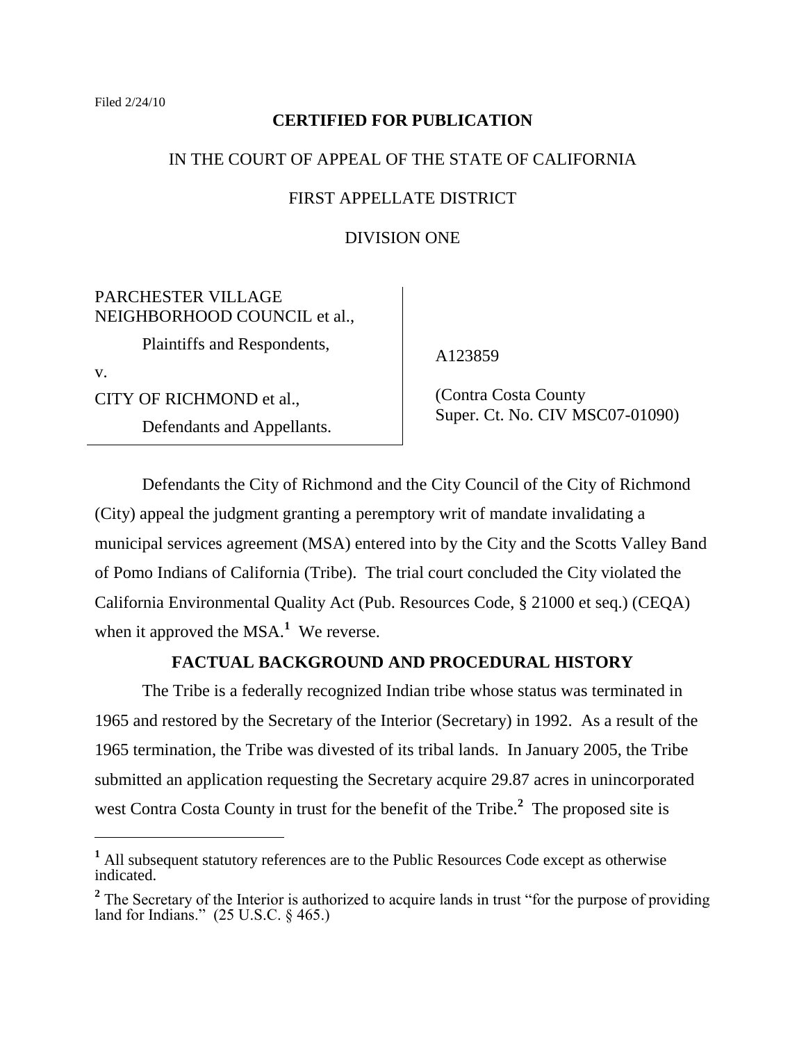Filed 2/24/10

**CERTIFIED FOR PUBLICATION**

IN THE COURT OF APPEAL OF THE STATE OF CALIFORNIA

FIRST APPELLATE DISTRICT

DIVISION ONE

| | |
|---|---|
| PARCHESTER VILLAGE NEIGHBORHOOD COUNCIL et al., Plaintiffs and Respondents, v. CITY OF RICHMOND et al., Defendants and Appellants. | A123859 (Contra Costa County Super. Ct. No. CIV MSC07-01090) |

Defendants the City of Richmond and the City Council of the City of Richmond (City) appeal the judgment granting a peremptory writ of mandate invalidating a municipal services agreement (MSA) entered into by the City and the Scotts Valley Band of Pomo Indians of California (Tribe). The trial court concluded the City violated the California Environmental Quality Act (Pub. Resources Code, § 21000 et seq.) (CEQA) when it approved the MSA.[1] We reverse.

**FACTUAL BACKGROUND AND PROCEDURAL HISTORY**

The Tribe is a federally recognized Indian tribe whose status was terminated in 1965 and restored by the Secretary of the Interior (Secretary) in 1992. As a result of the 1965 termination, the Tribe was divested of its tribal lands. In January 2005, the Tribe submitted an application requesting the Secretary acquire 29.87 acres in unincorporated west Contra Costa County in trust for the benefit of the Tribe.[2] The proposed site is

[1] All subsequent statutory references are to the Public Resources Code except as otherwise indicated.

[2] The Secretary of the Interior is authorized to acquire lands in trust "for the purpose of providing land for Indians." (25 U.S.C. § 465.)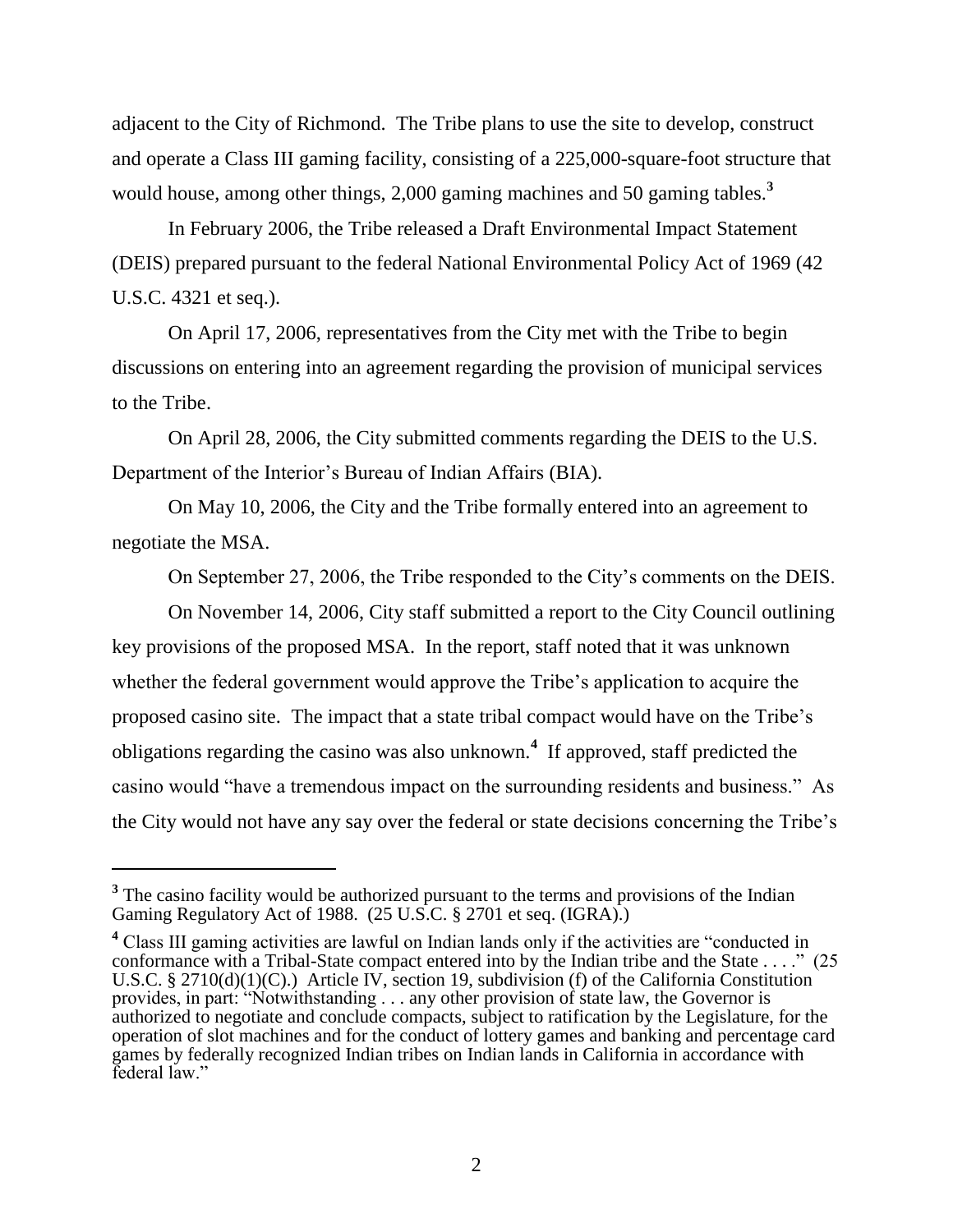adjacent to the City of Richmond. The Tribe plans to use the site to develop, construct and operate a Class III gaming facility, consisting of a 225,000-square-foot structure that would house, among other things, 2,000 gaming machines and 50 gaming tables.[3]

In February 2006, the Tribe released a Draft Environmental Impact Statement (DEIS) prepared pursuant to the federal National Environmental Policy Act of 1969 (42 U.S.C. 4321 et seq.).

On April 17, 2006, representatives from the City met with the Tribe to begin discussions on entering into an agreement regarding the provision of municipal services to the Tribe.

On April 28, 2006, the City submitted comments regarding the DEIS to the U.S. Department of the Interior's Bureau of Indian Affairs (BIA).

On May 10, 2006, the City and the Tribe formally entered into an agreement to negotiate the MSA.

On September 27, 2006, the Tribe responded to the City's comments on the DEIS.

On November 14, 2006, City staff submitted a report to the City Council outlining key provisions of the proposed MSA. In the report, staff noted that it was unknown whether the federal government would approve the Tribe's application to acquire the proposed casino site. The impact that a state tribal compact would have on the Tribe's obligations regarding the casino was also unknown.[4] If approved, staff predicted the casino would "have a tremendous impact on the surrounding residents and business." As the City would not have any say over the federal or state decisions concerning the Tribe's

---

[3] The casino facility would be authorized pursuant to the terms and provisions of the Indian Gaming Regulatory Act of 1988. (25 U.S.C. § 2701 et seq. (IGRA).)

[4] Class III gaming activities are lawful on Indian lands only if the activities are "conducted in conformance with a Tribal-State compact entered into by the Indian tribe and the State . . . ." (25 U.S.C. § 2710(d)(1)(C).) Article IV, section 19, subdivision (f) of the California Constitution provides, in part: "Notwithstanding . . . any other provision of state law, the Governor is authorized to negotiate and conclude compacts, subject to ratification by the Legislature, for the operation of slot machines and for the conduct of lottery games and banking and percentage card games by federally recognized Indian tribes on Indian lands in California in accordance with federal law."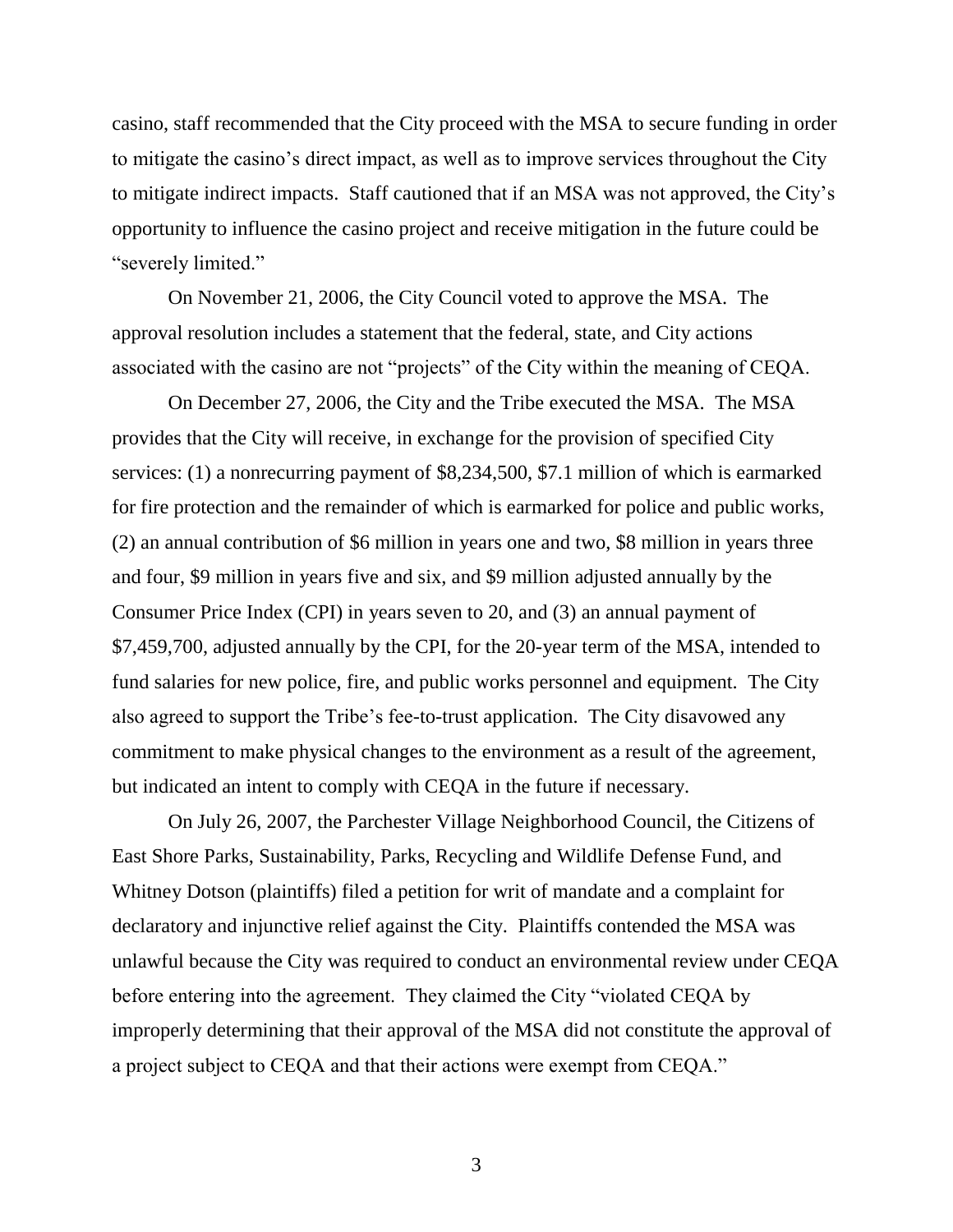casino, staff recommended that the City proceed with the MSA to secure funding in order to mitigate the casino's direct impact, as well as to improve services throughout the City to mitigate indirect impacts. Staff cautioned that if an MSA was not approved, the City's opportunity to influence the casino project and receive mitigation in the future could be "severely limited."

On November 21, 2006, the City Council voted to approve the MSA. The approval resolution includes a statement that the federal, state, and City actions associated with the casino are not "projects" of the City within the meaning of CEQA.

On December 27, 2006, the City and the Tribe executed the MSA. The MSA provides that the City will receive, in exchange for the provision of specified City services: (1) a nonrecurring payment of $8,234,500, $7.1 million of which is earmarked for fire protection and the remainder of which is earmarked for police and public works, (2) an annual contribution of $6 million in years one and two, $8 million in years three and four, $9 million in years five and six, and $9 million adjusted annually by the Consumer Price Index (CPI) in years seven to 20, and (3) an annual payment of $7,459,700, adjusted annually by the CPI, for the 20-year term of the MSA, intended to fund salaries for new police, fire, and public works personnel and equipment. The City also agreed to support the Tribe's fee-to-trust application. The City disavowed any commitment to make physical changes to the environment as a result of the agreement, but indicated an intent to comply with CEQA in the future if necessary.

On July 26, 2007, the Parchester Village Neighborhood Council, the Citizens of East Shore Parks, Sustainability, Parks, Recycling and Wildlife Defense Fund, and Whitney Dotson (plaintiffs) filed a petition for writ of mandate and a complaint for declaratory and injunctive relief against the City. Plaintiffs contended the MSA was unlawful because the City was required to conduct an environmental review under CEQA before entering into the agreement. They claimed the City "violated CEQA by improperly determining that their approval of the MSA did not constitute the approval of a project subject to CEQA and that their actions were exempt from CEQA."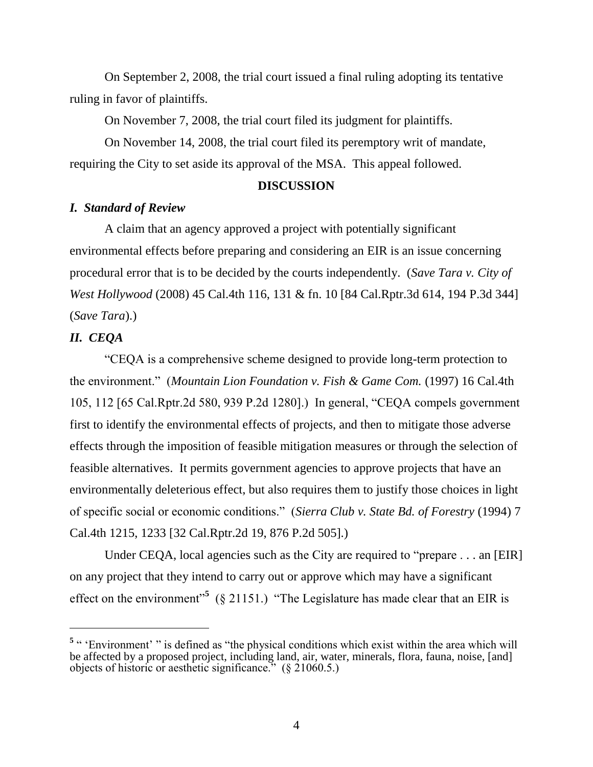On September 2, 2008, the trial court issued a final ruling adopting its tentative ruling in favor of plaintiffs.

On November 7, 2008, the trial court filed its judgment for plaintiffs.

On November 14, 2008, the trial court filed its peremptory writ of mandate, requiring the City to set aside its approval of the MSA. This appeal followed.

## DISCUSSION

### *I. Standard of Review*

A claim that an agency approved a project with potentially significant environmental effects before preparing and considering an EIR is an issue concerning procedural error that is to be decided by the courts independently. (*Save Tara v. City of West Hollywood* (2008) 45 Cal.4th 116, 131 & fn. 10 [84 Cal.Rptr.3d 614, 194 P.3d 344] (*Save Tara*).)

### *II. CEQA*

"CEQA is a comprehensive scheme designed to provide long-term protection to the environment." (*Mountain Lion Foundation v. Fish & Game Com.* (1997) 16 Cal.4th 105, 112 [65 Cal.Rptr.2d 580, 939 P.2d 1280].) In general, "CEQA compels government first to identify the environmental effects of projects, and then to mitigate those adverse effects through the imposition of feasible mitigation measures or through the selection of feasible alternatives. It permits government agencies to approve projects that have an environmentally deleterious effect, but also requires them to justify those choices in light of specific social or economic conditions." (*Sierra Club v. State Bd. of Forestry* (1994) 7 Cal.4th 1215, 1233 [32 Cal.Rptr.2d 19, 876 P.2d 505].)

Under CEQA, local agencies such as the City are required to "prepare . . . an [EIR] on any project that they intend to carry out or approve which may have a significant effect on the environment"[5] (§ 21151.) "The Legislature has made clear that an EIR is

---

[5] " 'Environment' " is defined as "the physical conditions which exist within the area which will be affected by a proposed project, including land, air, water, minerals, flora, fauna, noise, [and] objects of historic or aesthetic significance." (§ 21060.5.)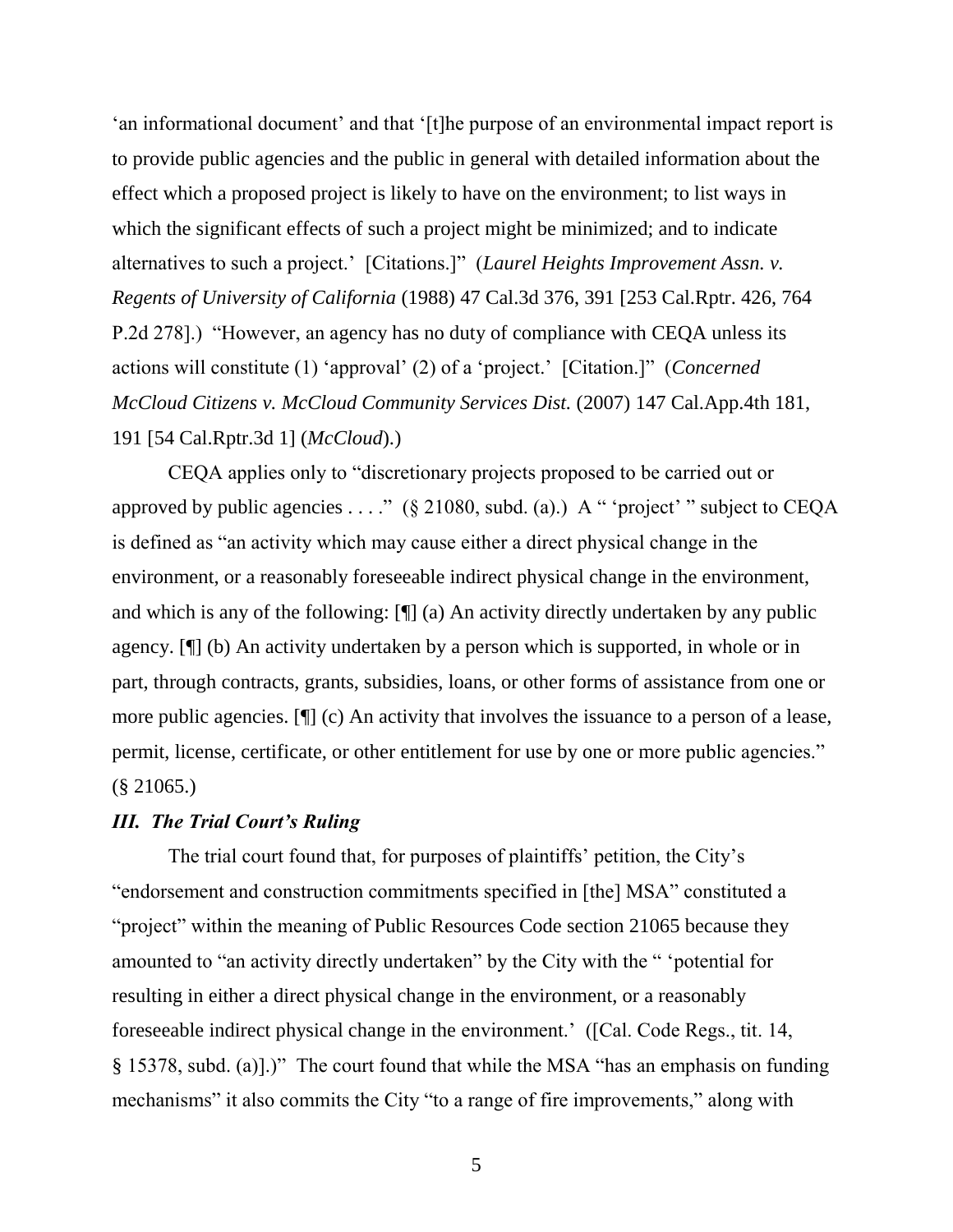'an informational document' and that '[t]he purpose of an environmental impact report is to provide public agencies and the public in general with detailed information about the effect which a proposed project is likely to have on the environment; to list ways in which the significant effects of such a project might be minimized; and to indicate alternatives to such a project.' [Citations.]" (*Laurel Heights Improvement Assn. v. Regents of University of California* (1988) 47 Cal.3d 376, 391 [253 Cal.Rptr. 426, 764 P.2d 278].) "However, an agency has no duty of compliance with CEQA unless its actions will constitute (1) 'approval' (2) of a 'project.' [Citation.]" (*Concerned McCloud Citizens v. McCloud Community Services Dist.* (2007) 147 Cal.App.4th 181, 191 [54 Cal.Rptr.3d 1] (*McCloud*).)

CEQA applies only to "discretionary projects proposed to be carried out or approved by public agencies . . . ." (§ 21080, subd. (a).) A " 'project' " subject to CEQA is defined as "an activity which may cause either a direct physical change in the environment, or a reasonably foreseeable indirect physical change in the environment, and which is any of the following: [¶] (a) An activity directly undertaken by any public agency. [¶] (b) An activity undertaken by a person which is supported, in whole or in part, through contracts, grants, subsidies, loans, or other forms of assistance from one or more public agencies. [¶] (c) An activity that involves the issuance to a person of a lease, permit, license, certificate, or other entitlement for use by one or more public agencies." (§ 21065.)

### ***III. The Trial Court's Ruling***

The trial court found that, for purposes of plaintiffs' petition, the City's "endorsement and construction commitments specified in [the] MSA" constituted a "project" within the meaning of Public Resources Code section 21065 because they amounted to "an activity directly undertaken" by the City with the " 'potential for resulting in either a direct physical change in the environment, or a reasonably foreseeable indirect physical change in the environment.' ([Cal. Code Regs., tit. 14, § 15378, subd. (a)].)" The court found that while the MSA "has an emphasis on funding mechanisms" it also commits the City "to a range of fire improvements," along with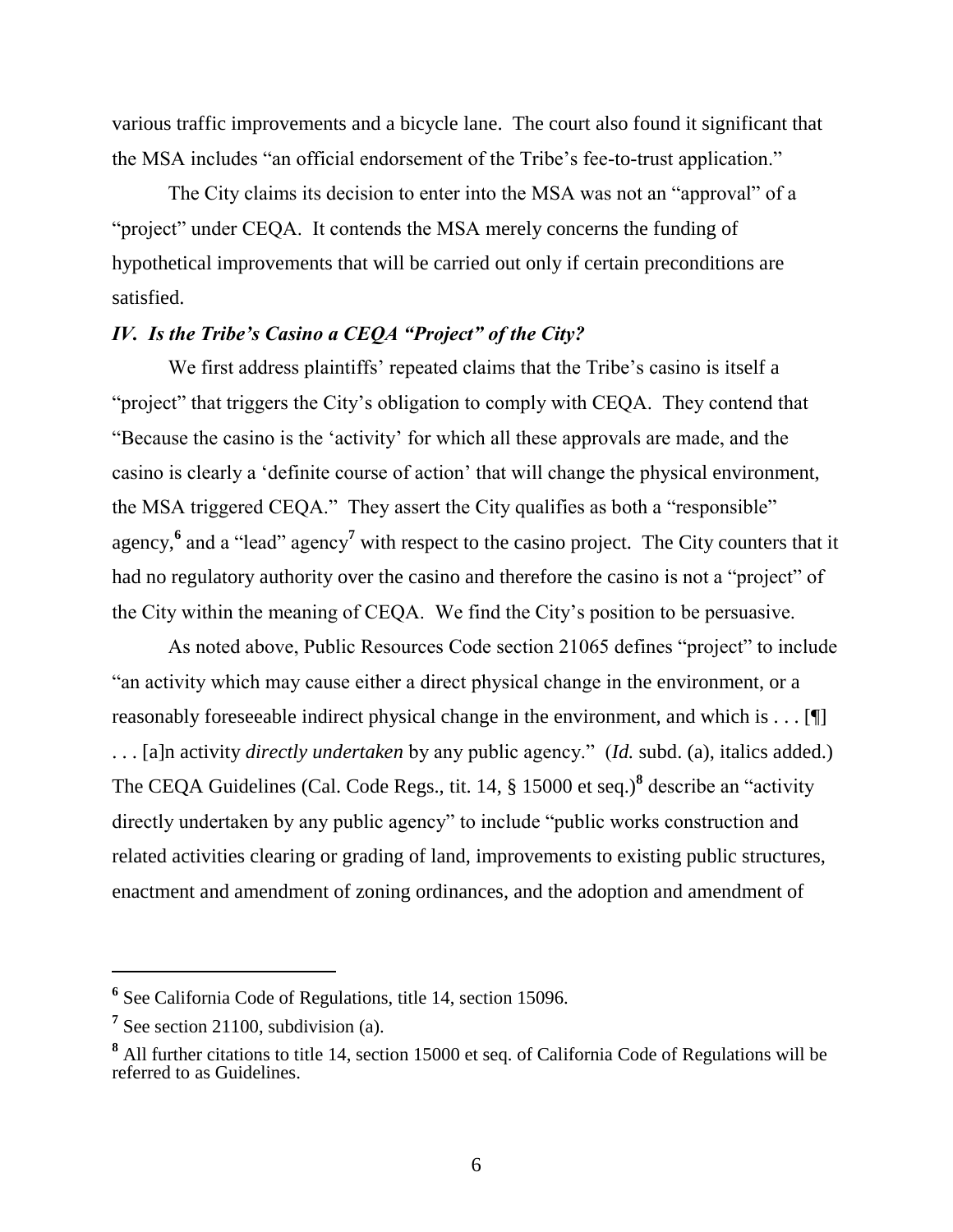various traffic improvements and a bicycle lane. The court also found it significant that the MSA includes "an official endorsement of the Tribe's fee-to-trust application."

The City claims its decision to enter into the MSA was not an "approval" of a "project" under CEQA. It contends the MSA merely concerns the funding of hypothetical improvements that will be carried out only if certain preconditions are satisfied.

### *IV. Is the Tribe's Casino a CEQA "Project" of the City?*

We first address plaintiffs' repeated claims that the Tribe's casino is itself a "project" that triggers the City's obligation to comply with CEQA. They contend that "Because the casino is the 'activity' for which all these approvals are made, and the casino is clearly a 'definite course of action' that will change the physical environment, the MSA triggered CEQA." They assert the City qualifies as both a "responsible" agency,[6] and a "lead" agency[7] with respect to the casino project. The City counters that it had no regulatory authority over the casino and therefore the casino is not a "project" of the City within the meaning of CEQA. We find the City's position to be persuasive.

As noted above, Public Resources Code section 21065 defines "project" to include "an activity which may cause either a direct physical change in the environment, or a reasonably foreseeable indirect physical change in the environment, and which is . . . [¶] . . . [a]n activity *directly undertaken* by any public agency." (*Id.* subd. (a), italics added.) The CEQA Guidelines (Cal. Code Regs., tit. 14, § 15000 et seq.)[8] describe an "activity directly undertaken by any public agency" to include "public works construction and related activities clearing or grading of land, improvements to existing public structures, enactment and amendment of zoning ordinances, and the adoption and amendment of

---

[6] See California Code of Regulations, title 14, section 15096.

[7] See section 21100, subdivision (a).

[8] All further citations to title 14, section 15000 et seq. of California Code of Regulations will be referred to as Guidelines.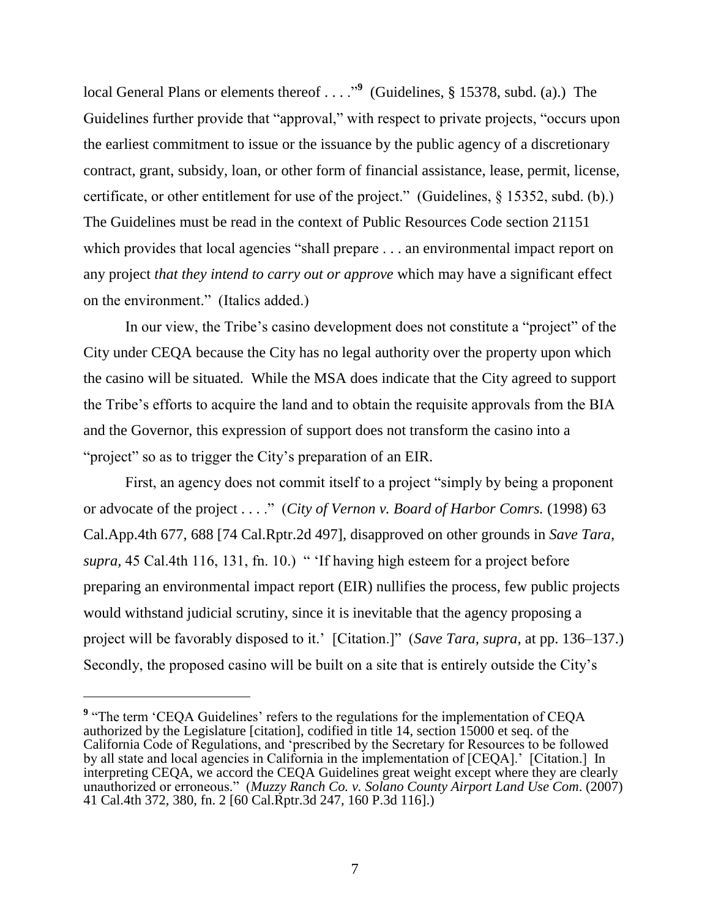local General Plans or elements thereof . . . ."[9] (Guidelines, § 15378, subd. (a).) The Guidelines further provide that "approval," with respect to private projects, "occurs upon the earliest commitment to issue or the issuance by the public agency of a discretionary contract, grant, subsidy, loan, or other form of financial assistance, lease, permit, license, certificate, or other entitlement for use of the project." (Guidelines, § 15352, subd. (b).) The Guidelines must be read in the context of Public Resources Code section 21151 which provides that local agencies "shall prepare . . . an environmental impact report on any project *that they intend to carry out or approve* which may have a significant effect on the environment." (Italics added.)

In our view, the Tribe's casino development does not constitute a "project" of the City under CEQA because the City has no legal authority over the property upon which the casino will be situated. While the MSA does indicate that the City agreed to support the Tribe's efforts to acquire the land and to obtain the requisite approvals from the BIA and the Governor, this expression of support does not transform the casino into a "project" so as to trigger the City's preparation of an EIR.

First, an agency does not commit itself to a project "simply by being a proponent or advocate of the project . . . ." (*City of Vernon v. Board of Harbor Comrs.* (1998) 63 Cal.App.4th 677, 688 [74 Cal.Rptr.2d 497], disapproved on other grounds in *Save Tara*, *supra*, 45 Cal.4th 116, 131, fn. 10.) " 'If having high esteem for a project before preparing an environmental impact report (EIR) nullifies the process, few public projects would withstand judicial scrutiny, since it is inevitable that the agency proposing a project will be favorably disposed to it.' [Citation.]" (*Save Tara, supra,* at pp. 136–137.) Secondly, the proposed casino will be built on a site that is entirely outside the City's

---

[9] "The term 'CEQA Guidelines' refers to the regulations for the implementation of CEQA authorized by the Legislature [citation], codified in title 14, section 15000 et seq. of the California Code of Regulations, and 'prescribed by the Secretary for Resources to be followed by all state and local agencies in California in the implementation of [CEQA].' [Citation.] In interpreting CEQA, we accord the CEQA Guidelines great weight except where they are clearly unauthorized or erroneous." (*Muzzy Ranch Co. v. Solano County Airport Land Use Com.* (2007) 41 Cal.4th 372, 380, fn. 2 [60 Cal.Rptr.3d 247, 160 P.3d 116].)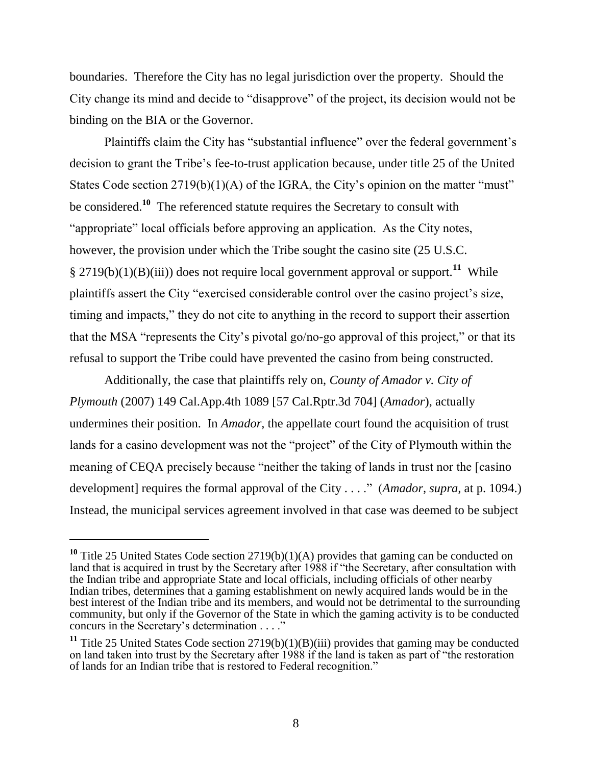boundaries. Therefore the City has no legal jurisdiction over the property. Should the City change its mind and decide to "disapprove" of the project, its decision would not be binding on the BIA or the Governor.

Plaintiffs claim the City has "substantial influence" over the federal government's decision to grant the Tribe's fee-to-trust application because, under title 25 of the United States Code section 2719(b)(1)(A) of the IGRA, the City's opinion on the matter "must" be considered.[10] The referenced statute requires the Secretary to consult with "appropriate" local officials before approving an application. As the City notes, however, the provision under which the Tribe sought the casino site (25 U.S.C. § 2719(b)(1)(B)(iii)) does not require local government approval or support.[11] While plaintiffs assert the City "exercised considerable control over the casino project's size, timing and impacts," they do not cite to anything in the record to support their assertion that the MSA "represents the City's pivotal go/no-go approval of this project," or that its refusal to support the Tribe could have prevented the casino from being constructed.

Additionally, the case that plaintiffs rely on, *County of Amador v. City of Plymouth* (2007) 149 Cal.App.4th 1089 [57 Cal.Rptr.3d 704] (*Amador*), actually undermines their position. In *Amador*, the appellate court found the acquisition of trust lands for a casino development was not the "project" of the City of Plymouth within the meaning of CEQA precisely because "neither the taking of lands in trust nor the [casino development] requires the formal approval of the City . . . ." (*Amador, supra*, at p. 1094.) Instead, the municipal services agreement involved in that case was deemed to be subject

---

[10] Title 25 United States Code section 2719(b)(1)(A) provides that gaming can be conducted on land that is acquired in trust by the Secretary after 1988 if "the Secretary, after consultation with the Indian tribe and appropriate State and local officials, including officials of other nearby Indian tribes, determines that a gaming establishment on newly acquired lands would be in the best interest of the Indian tribe and its members, and would not be detrimental to the surrounding community, but only if the Governor of the State in which the gaming activity is to be conducted concurs in the Secretary's determination . . . ."

[11] Title 25 United States Code section 2719(b)(1)(B)(iii) provides that gaming may be conducted on land taken into trust by the Secretary after 1988 if the land is taken as part of "the restoration of lands for an Indian tribe that is restored to Federal recognition."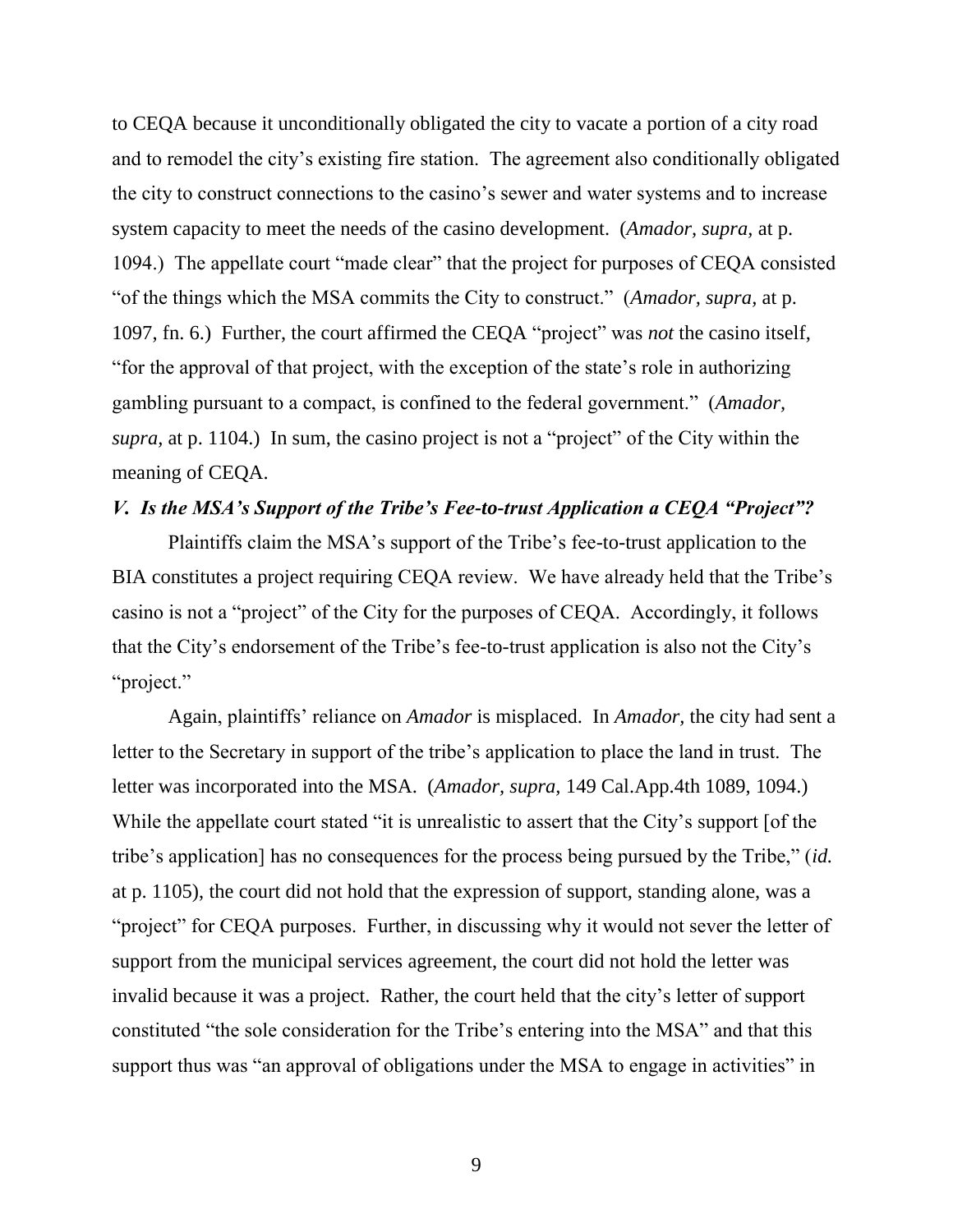to CEQA because it unconditionally obligated the city to vacate a portion of a city road and to remodel the city's existing fire station. The agreement also conditionally obligated the city to construct connections to the casino's sewer and water systems and to increase system capacity to meet the needs of the casino development. (*Amador, supra,* at p. 1094.) The appellate court "made clear" that the project for purposes of CEQA consisted "of the things which the MSA commits the City to construct." (*Amador, supra,* at p. 1097, fn. 6.) Further, the court affirmed the CEQA "project" was *not* the casino itself, "for the approval of that project, with the exception of the state's role in authorizing gambling pursuant to a compact, is confined to the federal government." (*Amador, supra,* at p. 1104.) In sum, the casino project is not a "project" of the City within the meaning of CEQA.

### *V. Is the MSA's Support of the Tribe's Fee-to-trust Application a CEQA "Project"?*

Plaintiffs claim the MSA's support of the Tribe's fee-to-trust application to the BIA constitutes a project requiring CEQA review. We have already held that the Tribe's casino is not a "project" of the City for the purposes of CEQA. Accordingly, it follows that the City's endorsement of the Tribe's fee-to-trust application is also not the City's "project."

Again, plaintiffs' reliance on *Amador* is misplaced. In *Amador,* the city had sent a letter to the Secretary in support of the tribe's application to place the land in trust. The letter was incorporated into the MSA. (*Amador, supra,* 149 Cal.App.4th 1089, 1094.) While the appellate court stated "it is unrealistic to assert that the City's support [of the tribe's application] has no consequences for the process being pursued by the Tribe," (*id.* at p. 1105), the court did not hold that the expression of support, standing alone, was a "project" for CEQA purposes. Further, in discussing why it would not sever the letter of support from the municipal services agreement, the court did not hold the letter was invalid because it was a project. Rather, the court held that the city's letter of support constituted "the sole consideration for the Tribe's entering into the MSA" and that this support thus was "an approval of obligations under the MSA to engage in activities" in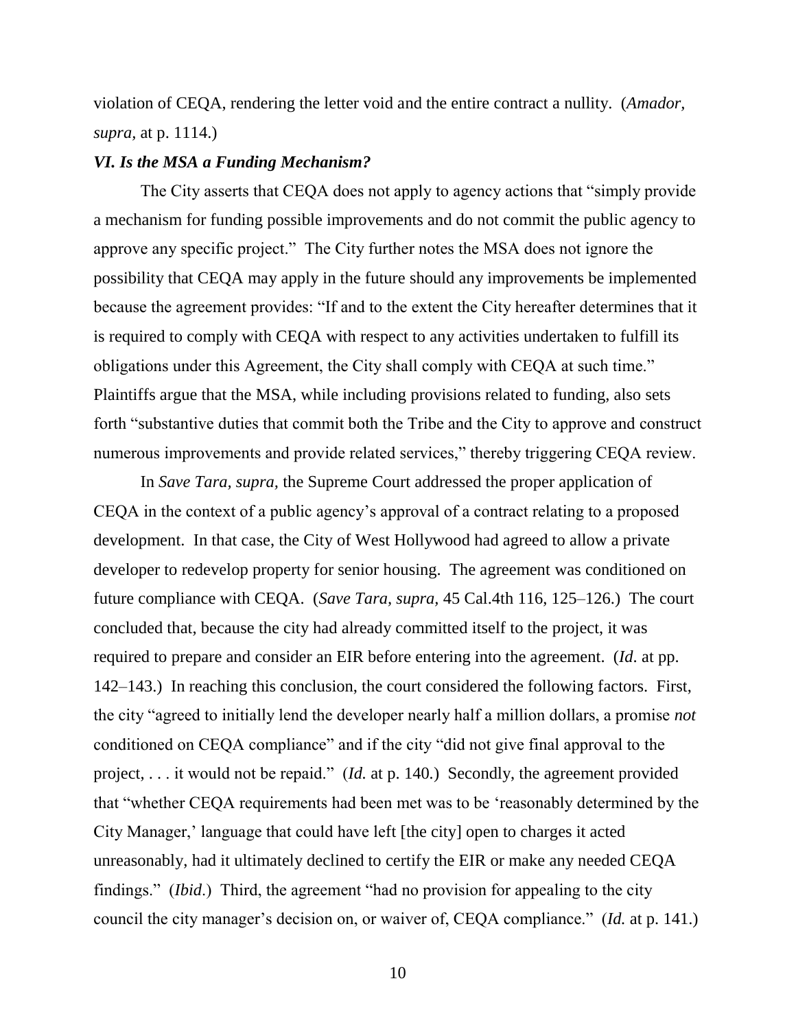violation of CEQA, rendering the letter void and the entire contract a nullity. (*Amador, supra,* at p. 1114.)

### *VI. Is the MSA a Funding Mechanism?*

The City asserts that CEQA does not apply to agency actions that "simply provide a mechanism for funding possible improvements and do not commit the public agency to approve any specific project." The City further notes the MSA does not ignore the possibility that CEQA may apply in the future should any improvements be implemented because the agreement provides: "If and to the extent the City hereafter determines that it is required to comply with CEQA with respect to any activities undertaken to fulfill its obligations under this Agreement, the City shall comply with CEQA at such time." Plaintiffs argue that the MSA, while including provisions related to funding, also sets forth "substantive duties that commit both the Tribe and the City to approve and construct numerous improvements and provide related services," thereby triggering CEQA review.

In *Save Tara, supra,* the Supreme Court addressed the proper application of CEQA in the context of a public agency's approval of a contract relating to a proposed development. In that case, the City of West Hollywood had agreed to allow a private developer to redevelop property for senior housing. The agreement was conditioned on future compliance with CEQA. (*Save Tara, supra,* 45 Cal.4th 116, 125–126.) The court concluded that, because the city had already committed itself to the project, it was required to prepare and consider an EIR before entering into the agreement. (*Id.* at pp. 142–143.) In reaching this conclusion, the court considered the following factors. First, the city "agreed to initially lend the developer nearly half a million dollars, a promise *not* conditioned on CEQA compliance" and if the city "did not give final approval to the project, . . . it would not be repaid." (*Id.* at p. 140.) Secondly, the agreement provided that "whether CEQA requirements had been met was to be 'reasonably determined by the City Manager,' language that could have left [the city] open to charges it acted unreasonably, had it ultimately declined to certify the EIR or make any needed CEQA findings." (*Ibid.*) Third, the agreement "had no provision for appealing to the city council the city manager's decision on, or waiver of, CEQA compliance." (*Id.* at p. 141.)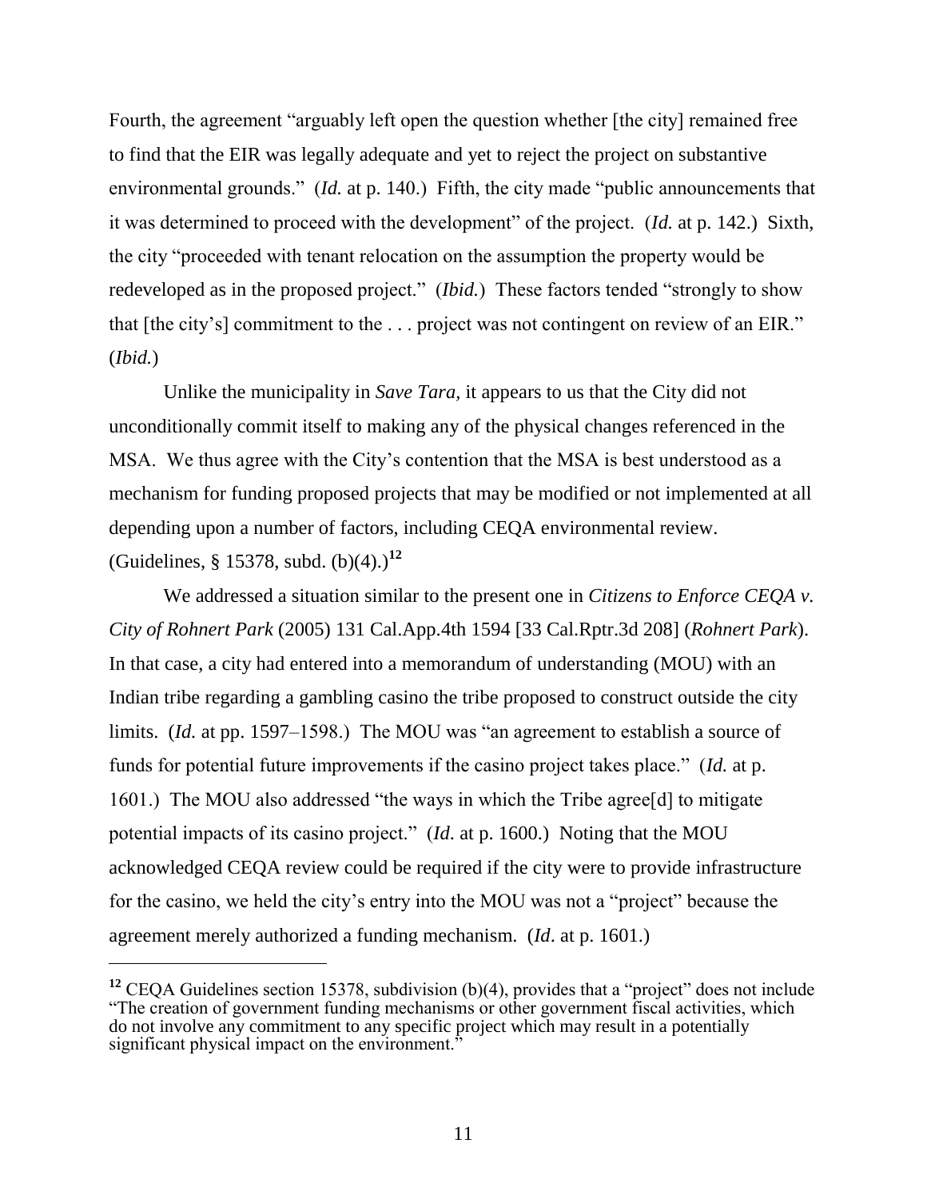Fourth, the agreement "arguably left open the question whether [the city] remained free to find that the EIR was legally adequate and yet to reject the project on substantive environmental grounds." (*Id.* at p. 140.) Fifth, the city made "public announcements that it was determined to proceed with the development" of the project. (*Id.* at p. 142.) Sixth, the city "proceeded with tenant relocation on the assumption the property would be redeveloped as in the proposed project." (*Ibid.*) These factors tended "strongly to show that [the city's] commitment to the . . . project was not contingent on review of an EIR." (*Ibid.*)

Unlike the municipality in *Save Tara,* it appears to us that the City did not unconditionally commit itself to making any of the physical changes referenced in the MSA. We thus agree with the City's contention that the MSA is best understood as a mechanism for funding proposed projects that may be modified or not implemented at all depending upon a number of factors, including CEQA environmental review. (Guidelines, § 15378, subd. (b)(4).)[12]

We addressed a situation similar to the present one in *Citizens to Enforce CEQA v. City of Rohnert Park* (2005) 131 Cal.App.4th 1594 [33 Cal.Rptr.3d 208] (*Rohnert Park*). In that case, a city had entered into a memorandum of understanding (MOU) with an Indian tribe regarding a gambling casino the tribe proposed to construct outside the city limits. (*Id.* at pp. 1597–1598.) The MOU was "an agreement to establish a source of funds for potential future improvements if the casino project takes place." (*Id.* at p. 1601.) The MOU also addressed "the ways in which the Tribe agree[d] to mitigate potential impacts of its casino project." (*Id*. at p. 1600.) Noting that the MOU acknowledged CEQA review could be required if the city were to provide infrastructure for the casino, we held the city's entry into the MOU was not a "project" because the agreement merely authorized a funding mechanism. (*Id*. at p. 1601.)

---

[12] CEQA Guidelines section 15378, subdivision (b)(4), provides that a "project" does not include "The creation of government funding mechanisms or other government fiscal activities, which do not involve any commitment to any specific project which may result in a potentially significant physical impact on the environment."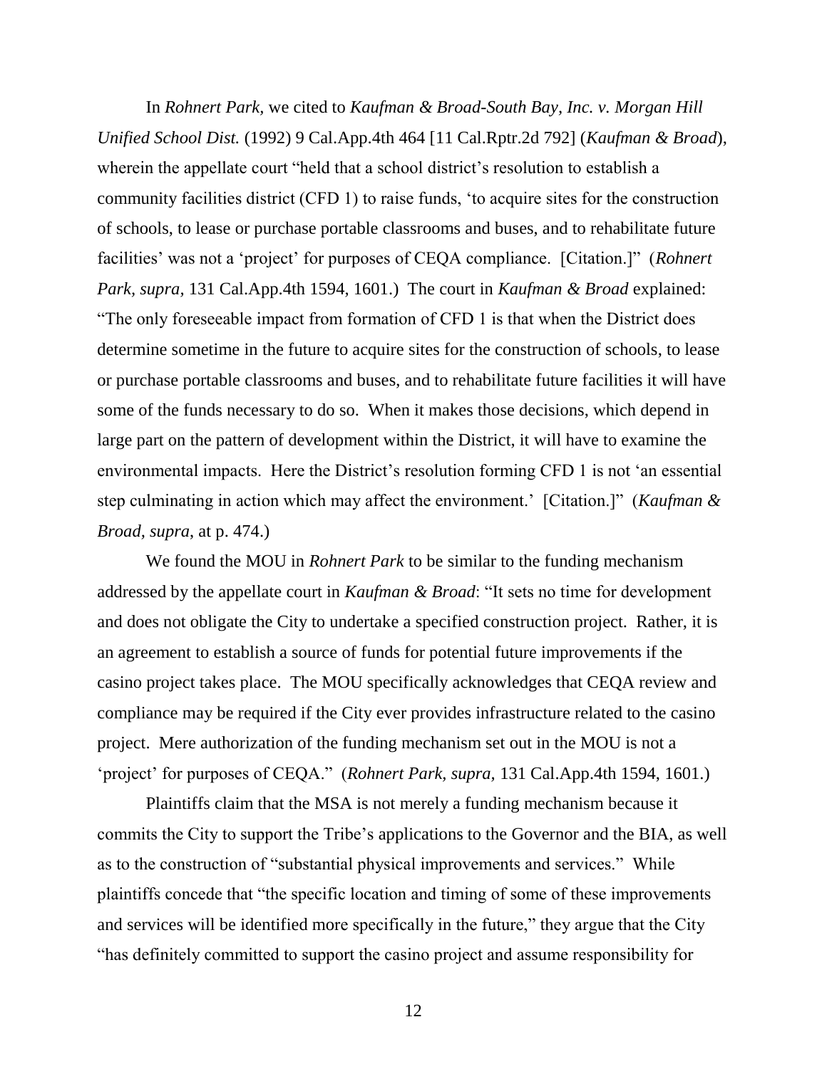In *Rohnert Park,* we cited to *Kaufman & Broad-South Bay, Inc. v. Morgan Hill Unified School Dist.* (1992) 9 Cal.App.4th 464 [11 Cal.Rptr.2d 792] (*Kaufman & Broad*), wherein the appellate court "held that a school district's resolution to establish a community facilities district (CFD 1) to raise funds, 'to acquire sites for the construction of schools, to lease or purchase portable classrooms and buses, and to rehabilitate future facilities' was not a 'project' for purposes of CEQA compliance. [Citation.]" (*Rohnert Park, supra,* 131 Cal.App.4th 1594, 1601.) The court in *Kaufman & Broad* explained: "The only foreseeable impact from formation of CFD 1 is that when the District does determine sometime in the future to acquire sites for the construction of schools, to lease or purchase portable classrooms and buses, and to rehabilitate future facilities it will have some of the funds necessary to do so. When it makes those decisions, which depend in large part on the pattern of development within the District, it will have to examine the environmental impacts. Here the District's resolution forming CFD 1 is not 'an essential step culminating in action which may affect the environment.' [Citation.]" (*Kaufman & Broad, supra*, at p. 474.)

We found the MOU in *Rohnert Park* to be similar to the funding mechanism addressed by the appellate court in *Kaufman & Broad*: "It sets no time for development and does not obligate the City to undertake a specified construction project. Rather, it is an agreement to establish a source of funds for potential future improvements if the casino project takes place. The MOU specifically acknowledges that CEQA review and compliance may be required if the City ever provides infrastructure related to the casino project. Mere authorization of the funding mechanism set out in the MOU is not a 'project' for purposes of CEQA." (*Rohnert Park, supra,* 131 Cal.App.4th 1594, 1601.)

Plaintiffs claim that the MSA is not merely a funding mechanism because it commits the City to support the Tribe's applications to the Governor and the BIA, as well as to the construction of "substantial physical improvements and services." While plaintiffs concede that "the specific location and timing of some of these improvements and services will be identified more specifically in the future," they argue that the City "has definitely committed to support the casino project and assume responsibility for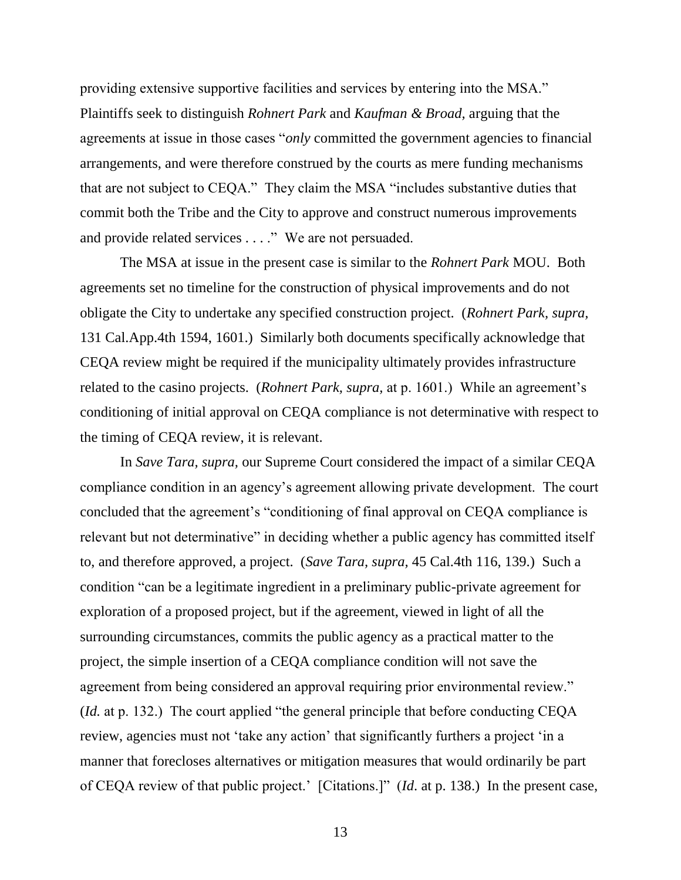providing extensive supportive facilities and services by entering into the MSA." Plaintiffs seek to distinguish *Rohnert Park* and *Kaufman & Broad*, arguing that the agreements at issue in those cases "*only* committed the government agencies to financial arrangements, and were therefore construed by the courts as mere funding mechanisms that are not subject to CEQA." They claim the MSA "includes substantive duties that commit both the Tribe and the City to approve and construct numerous improvements and provide related services . . . ." We are not persuaded.

The MSA at issue in the present case is similar to the *Rohnert Park* MOU. Both agreements set no timeline for the construction of physical improvements and do not obligate the City to undertake any specified construction project. (*Rohnert Park*, *supra*, 131 Cal.App.4th 1594, 1601.) Similarly both documents specifically acknowledge that CEQA review might be required if the municipality ultimately provides infrastructure related to the casino projects. (*Rohnert Park, supra,* at p. 1601.) While an agreement's conditioning of initial approval on CEQA compliance is not determinative with respect to the timing of CEQA review, it is relevant.

In *Save Tara, supra,* our Supreme Court considered the impact of a similar CEQA compliance condition in an agency's agreement allowing private development. The court concluded that the agreement's "conditioning of final approval on CEQA compliance is relevant but not determinative" in deciding whether a public agency has committed itself to, and therefore approved, a project. (*Save Tara, supra,* 45 Cal.4th 116, 139.) Such a condition "can be a legitimate ingredient in a preliminary public-private agreement for exploration of a proposed project, but if the agreement, viewed in light of all the surrounding circumstances, commits the public agency as a practical matter to the project, the simple insertion of a CEQA compliance condition will not save the agreement from being considered an approval requiring prior environmental review." (*Id.* at p. 132.) The court applied "the general principle that before conducting CEQA review, agencies must not 'take any action' that significantly furthers a project 'in a manner that forecloses alternatives or mitigation measures that would ordinarily be part of CEQA review of that public project.' [Citations.]" (*Id*. at p. 138.) In the present case,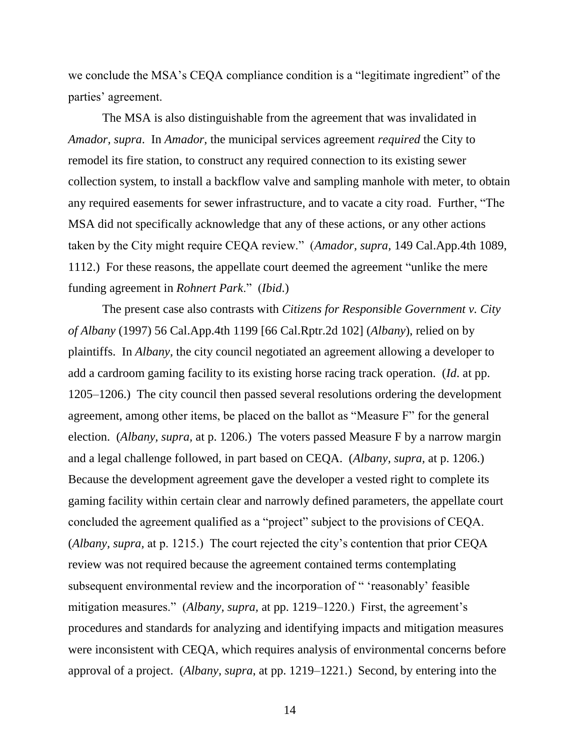we conclude the MSA's CEQA compliance condition is a "legitimate ingredient" of the parties' agreement.

The MSA is also distinguishable from the agreement that was invalidated in *Amador*, *supra*. In *Amador*, the municipal services agreement *required* the City to remodel its fire station, to construct any required connection to its existing sewer collection system, to install a backflow valve and sampling manhole with meter, to obtain any required easements for sewer infrastructure, and to vacate a city road. Further, "The MSA did not specifically acknowledge that any of these actions, or any other actions taken by the City might require CEQA review." (*Amador*, *supra*, 149 Cal.App.4th 1089, 1112.) For these reasons, the appellate court deemed the agreement "unlike the mere funding agreement in *Rohnert Park*." (*Ibid*.)

The present case also contrasts with *Citizens for Responsible Government v. City of Albany* (1997) 56 Cal.App.4th 1199 [66 Cal.Rptr.2d 102] (*Albany*), relied on by plaintiffs. In *Albany*, the city council negotiated an agreement allowing a developer to add a cardroom gaming facility to its existing horse racing track operation. (*Id*. at pp. 1205–1206.) The city council then passed several resolutions ordering the development agreement, among other items, be placed on the ballot as "Measure F" for the general election. (*Albany*, *supra*, at p. 1206.) The voters passed Measure F by a narrow margin and a legal challenge followed, in part based on CEQA. (*Albany*, *supra*, at p. 1206.) Because the development agreement gave the developer a vested right to complete its gaming facility within certain clear and narrowly defined parameters, the appellate court concluded the agreement qualified as a "project" subject to the provisions of CEQA. (*Albany*, *supra*, at p. 1215.) The court rejected the city's contention that prior CEQA review was not required because the agreement contained terms contemplating subsequent environmental review and the incorporation of " 'reasonably' feasible mitigation measures." (*Albany*, *supra*, at pp. 1219–1220.) First, the agreement's procedures and standards for analyzing and identifying impacts and mitigation measures were inconsistent with CEQA, which requires analysis of environmental concerns before approval of a project. (*Albany*, *supra*, at pp. 1219–1221.) Second, by entering into the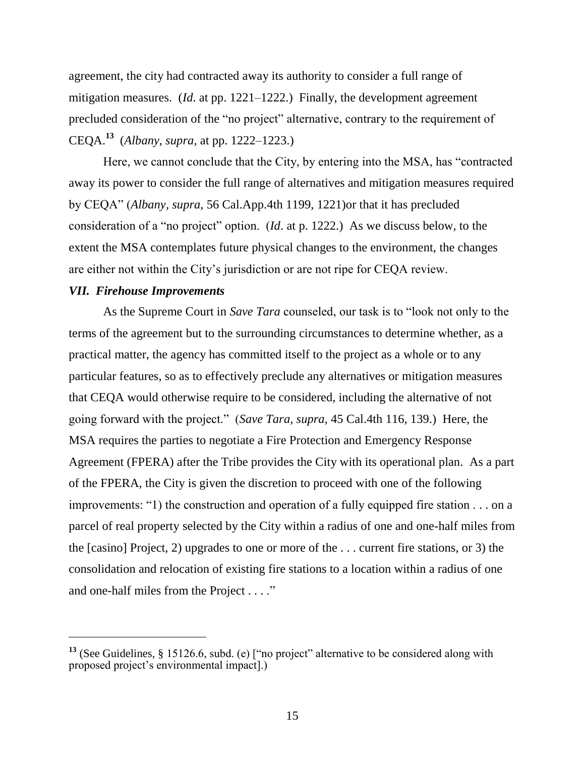agreement, the city had contracted away its authority to consider a full range of mitigation measures. (*Id*. at pp. 1221–1222.) Finally, the development agreement precluded consideration of the "no project" alternative, contrary to the requirement of CEQA.[13] (*Albany, supra,* at pp. 1222–1223.)

Here, we cannot conclude that the City, by entering into the MSA, has "contracted away its power to consider the full range of alternatives and mitigation measures required by CEQA" (*Albany, supra,* 56 Cal.App.4th 1199, 1221)or that it has precluded consideration of a "no project" option. (*Id*. at p. 1222.) As we discuss below, to the extent the MSA contemplates future physical changes to the environment, the changes are either not within the City's jurisdiction or are not ripe for CEQA review.

### *VII. Firehouse Improvements*

As the Supreme Court in *Save Tara* counseled, our task is to "look not only to the terms of the agreement but to the surrounding circumstances to determine whether, as a practical matter, the agency has committed itself to the project as a whole or to any particular features, so as to effectively preclude any alternatives or mitigation measures that CEQA would otherwise require to be considered, including the alternative of not going forward with the project." (*Save Tara, supra,* 45 Cal.4th 116, 139.) Here, the MSA requires the parties to negotiate a Fire Protection and Emergency Response Agreement (FPERA) after the Tribe provides the City with its operational plan. As a part of the FPERA, the City is given the discretion to proceed with one of the following improvements: "1) the construction and operation of a fully equipped fire station . . . on a parcel of real property selected by the City within a radius of one and one-half miles from the [casino] Project, 2) upgrades to one or more of the . . . current fire stations, or 3) the consolidation and relocation of existing fire stations to a location within a radius of one and one-half miles from the Project . . . ."

---

[13] (See Guidelines, § 15126.6, subd. (e) ["no project" alternative to be considered along with proposed project's environmental impact].)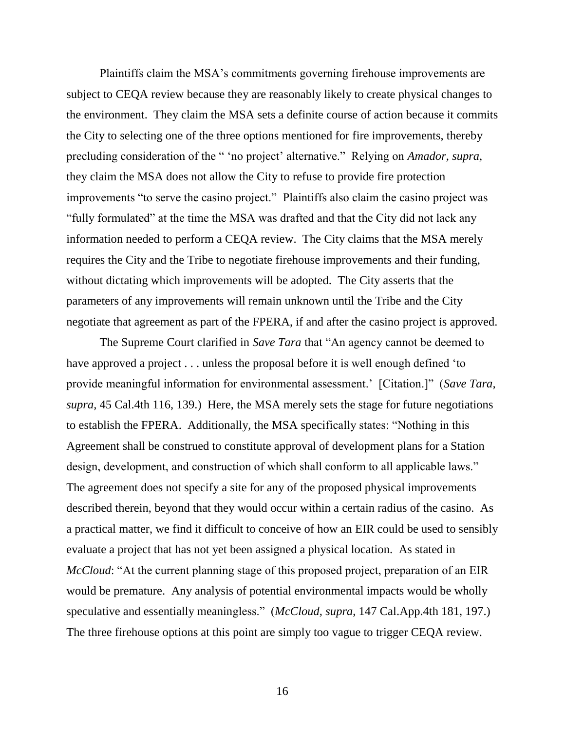Plaintiffs claim the MSA's commitments governing firehouse improvements are subject to CEQA review because they are reasonably likely to create physical changes to the environment. They claim the MSA sets a definite course of action because it commits the City to selecting one of the three options mentioned for fire improvements, thereby precluding consideration of the " 'no project' alternative." Relying on *Amador, supra,* they claim the MSA does not allow the City to refuse to provide fire protection improvements "to serve the casino project." Plaintiffs also claim the casino project was "fully formulated" at the time the MSA was drafted and that the City did not lack any information needed to perform a CEQA review. The City claims that the MSA merely requires the City and the Tribe to negotiate firehouse improvements and their funding, without dictating which improvements will be adopted. The City asserts that the parameters of any improvements will remain unknown until the Tribe and the City negotiate that agreement as part of the FPERA, if and after the casino project is approved.

The Supreme Court clarified in *Save Tara* that "An agency cannot be deemed to have approved a project . . . unless the proposal before it is well enough defined 'to provide meaningful information for environmental assessment.' [Citation.]" (*Save Tara, supra,* 45 Cal.4th 116, 139.) Here, the MSA merely sets the stage for future negotiations to establish the FPERA. Additionally, the MSA specifically states: "Nothing in this Agreement shall be construed to constitute approval of development plans for a Station design, development, and construction of which shall conform to all applicable laws." The agreement does not specify a site for any of the proposed physical improvements described therein, beyond that they would occur within a certain radius of the casino. As a practical matter, we find it difficult to conceive of how an EIR could be used to sensibly evaluate a project that has not yet been assigned a physical location. As stated in *McCloud*: "At the current planning stage of this proposed project, preparation of an EIR would be premature. Any analysis of potential environmental impacts would be wholly speculative and essentially meaningless." (*McCloud, supra,* 147 Cal.App.4th 181, 197.) The three firehouse options at this point are simply too vague to trigger CEQA review.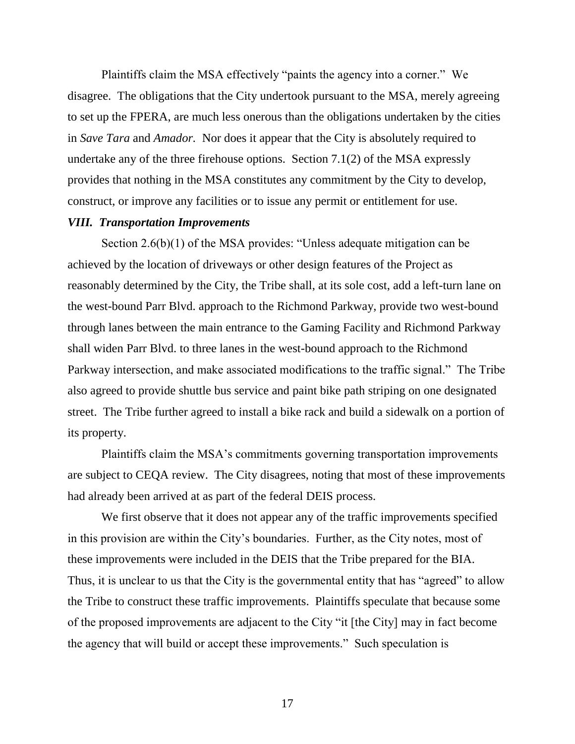Plaintiffs claim the MSA effectively "paints the agency into a corner." We disagree. The obligations that the City undertook pursuant to the MSA, merely agreeing to set up the FPERA, are much less onerous than the obligations undertaken by the cities in *Save Tara* and *Amador.* Nor does it appear that the City is absolutely required to undertake any of the three firehouse options. Section 7.1(2) of the MSA expressly provides that nothing in the MSA constitutes any commitment by the City to develop, construct, or improve any facilities or to issue any permit or entitlement for use.

### *VIII. Transportation Improvements*

Section 2.6(b)(1) of the MSA provides: "Unless adequate mitigation can be achieved by the location of driveways or other design features of the Project as reasonably determined by the City, the Tribe shall, at its sole cost, add a left-turn lane on the west-bound Parr Blvd. approach to the Richmond Parkway, provide two west-bound through lanes between the main entrance to the Gaming Facility and Richmond Parkway shall widen Parr Blvd. to three lanes in the west-bound approach to the Richmond Parkway intersection, and make associated modifications to the traffic signal." The Tribe also agreed to provide shuttle bus service and paint bike path striping on one designated street. The Tribe further agreed to install a bike rack and build a sidewalk on a portion of its property.

Plaintiffs claim the MSA's commitments governing transportation improvements are subject to CEQA review. The City disagrees, noting that most of these improvements had already been arrived at as part of the federal DEIS process.

We first observe that it does not appear any of the traffic improvements specified in this provision are within the City's boundaries. Further, as the City notes, most of these improvements were included in the DEIS that the Tribe prepared for the BIA. Thus, it is unclear to us that the City is the governmental entity that has "agreed" to allow the Tribe to construct these traffic improvements. Plaintiffs speculate that because some of the proposed improvements are adjacent to the City "it [the City] may in fact become the agency that will build or accept these improvements." Such speculation is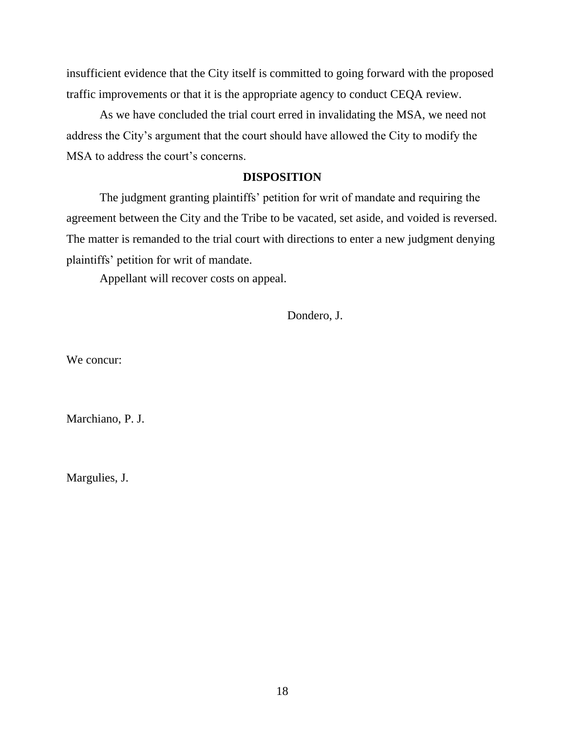insufficient evidence that the City itself is committed to going forward with the proposed traffic improvements or that it is the appropriate agency to conduct CEQA review.

As we have concluded the trial court erred in invalidating the MSA, we need not address the City's argument that the court should have allowed the City to modify the MSA to address the court's concerns.

## DISPOSITION

The judgment granting plaintiffs' petition for writ of mandate and requiring the agreement between the City and the Tribe to be vacated, set aside, and voided is reversed. The matter is remanded to the trial court with directions to enter a new judgment denying plaintiffs' petition for writ of mandate.

Appellant will recover costs on appeal.

Dondero, J.

We concur:

Marchiano, P. J.

Margulies, J.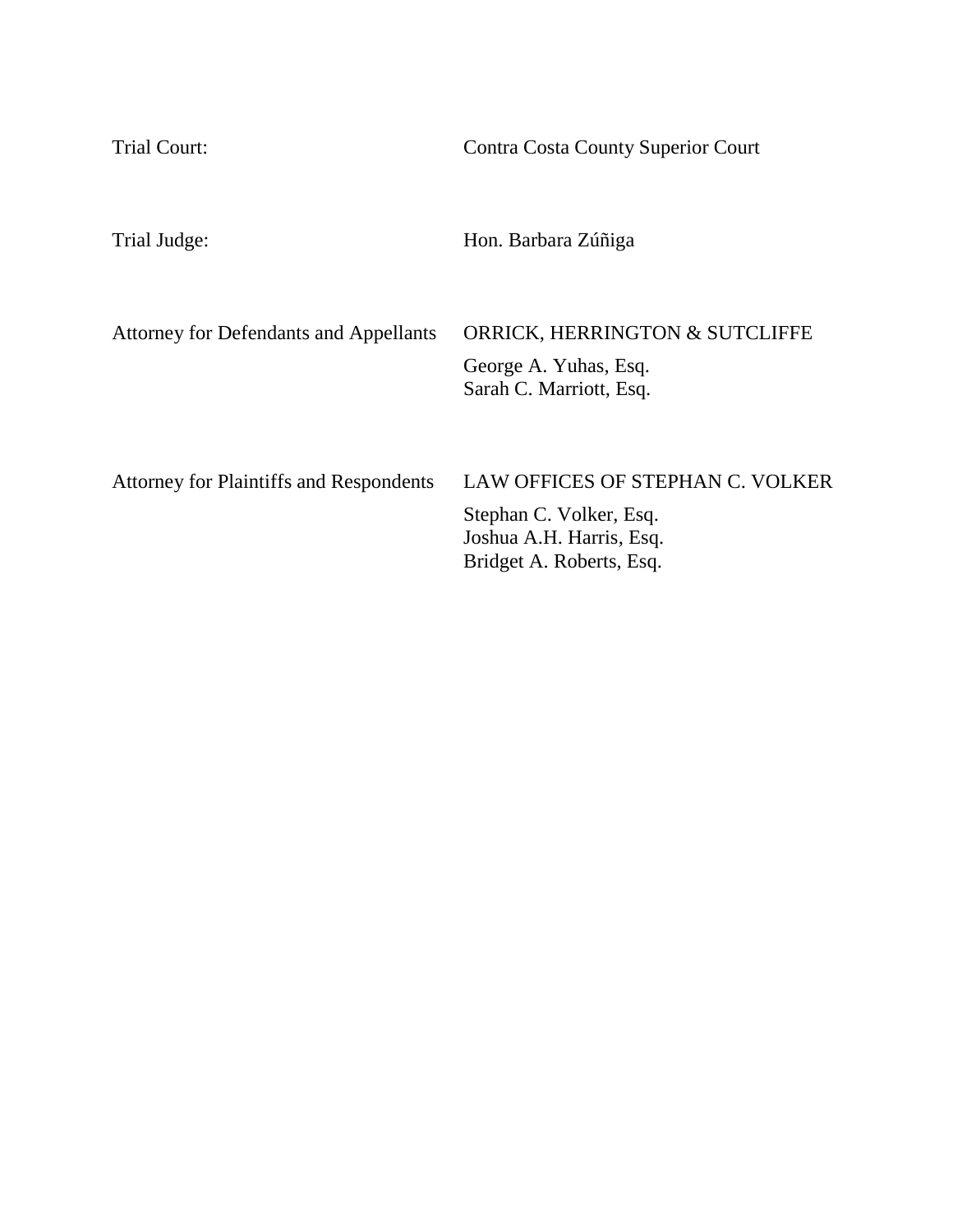| | |
|---|---|
| Trial Court: | Contra Costa County Superior Court |
| Trial Judge: | Hon. Barbara Zúñiga |
| Attorney for Defendants and Appellants | ORRICK, HERRINGTON & SUTCLIFFE<br>George A. Yuhas, Esq.<br>Sarah C. Marriott, Esq. |
| Attorney for Plaintiffs and Respondents | LAW OFFICES OF STEPHAN C. VOLKER<br>Stephan C. Volker, Esq.<br>Joshua A.H. Harris, Esq.<br>Bridget A. Roberts, Esq. |